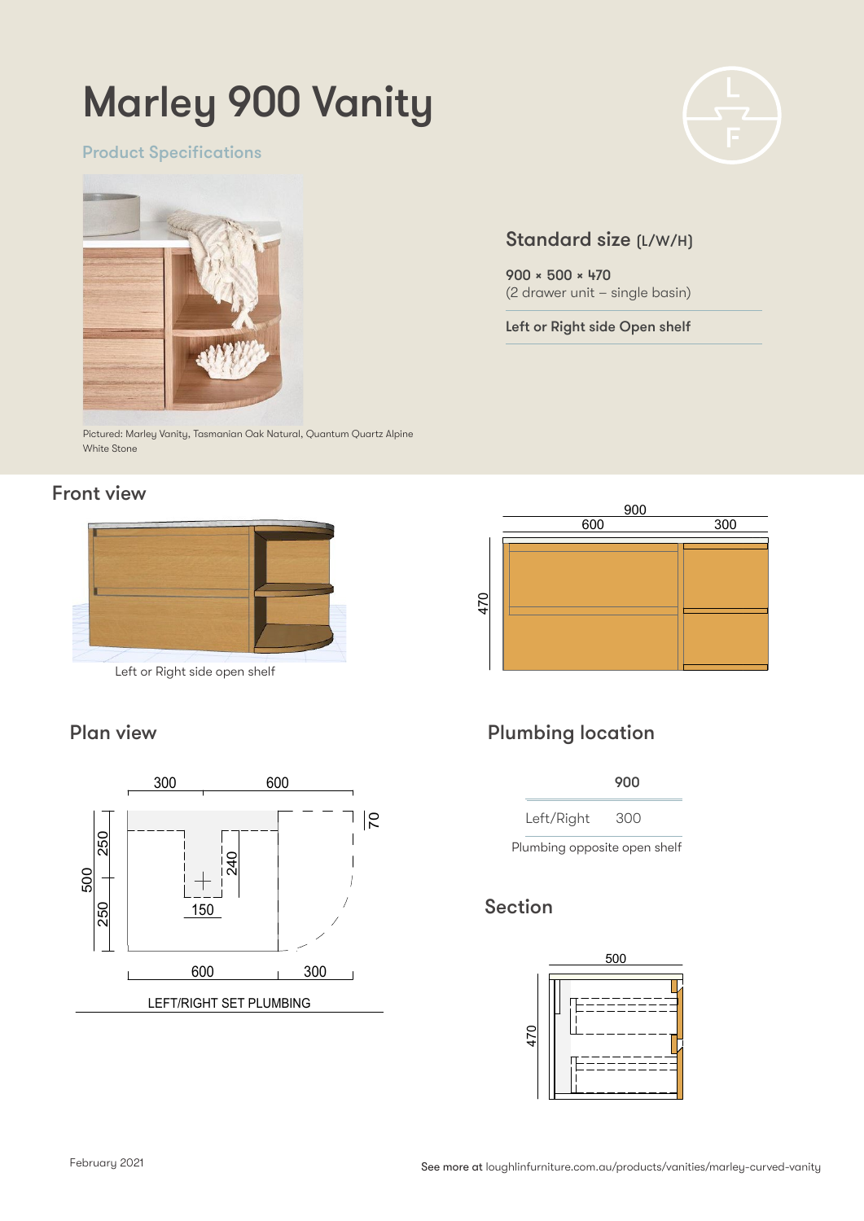# Marley 900 Vanity

## Product Specifications

Pictured: Marley Vanity, Tasmanian Oak Natural, Quantum Quartz Alpine White Stone

### Standard size (L/W/H)

900 × 500 × 470
(2 drawer unit – single basin)

Left or Right side Open shelf

## Front view

Left or Right side open shelf

## Plan view

LEFT/RIGHT SET PLUMBING

## Plumbing location

| | 900 |
|---|---|
| Left/Right | 300 |

Plumbing opposite open shelf

## Section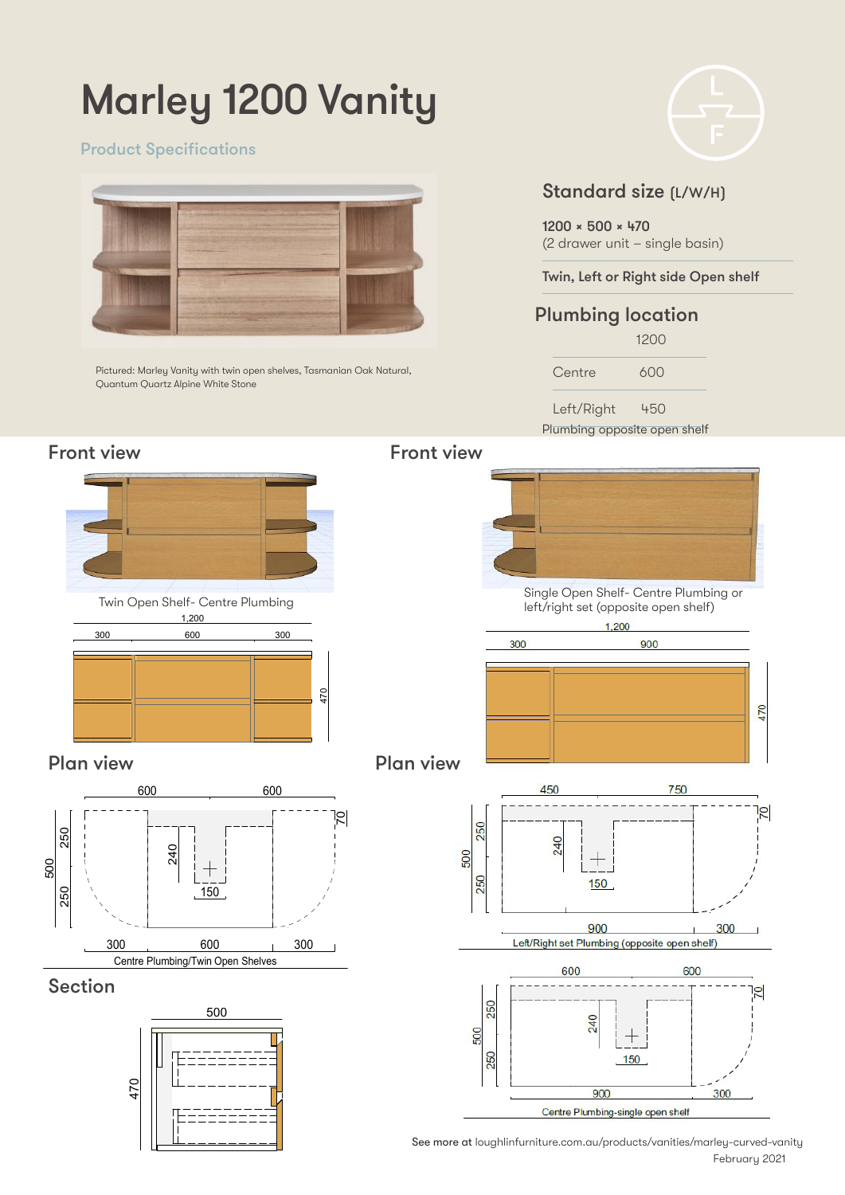# Marley 1200 Vanity

Product Specifications

Pictured: Marley Vanity with twin open shelves, Tasmanian Oak Natural, Quantum Quartz Alpine White Stone

## Standard size (L/W/H)

**1200 × 500 × 470**
(2 drawer unit – single basin)

**Twin, Left or Right side Open shelf**

## Plumbing location

| | 1200 |
|---|---|
| Centre | 600 |
| Left/Right | 450 |

Plumbing opposite open shelf

## Front view

Twin Open Shelf- Centre Plumbing

1,200

300 | 600 | 300

470

## Front view

Single Open Shelf- Centre Plumbing or left/right set (opposite open shelf)

1,200

300 | 900

470

## Plan view

600 | 600

500 | 250 | 250 | 240 | 150 | 70

300 | 600 | 300

Centre Plumbing/Twin Open Shelves

## Plan view

450 | 750

500 | 250 | 250 | 240 | 150 | 70

900 | 300

Left/Right set Plumbing (opposite open shelf)

600 | 600

500 | 250 | 250 | 240 | 150 | 70

900 | 300

Centre Plumbing-single open shelf

## Section

500

470

See more at loughlinfurniture.com.au/products/vanities/marley-curved-vanity
February 2021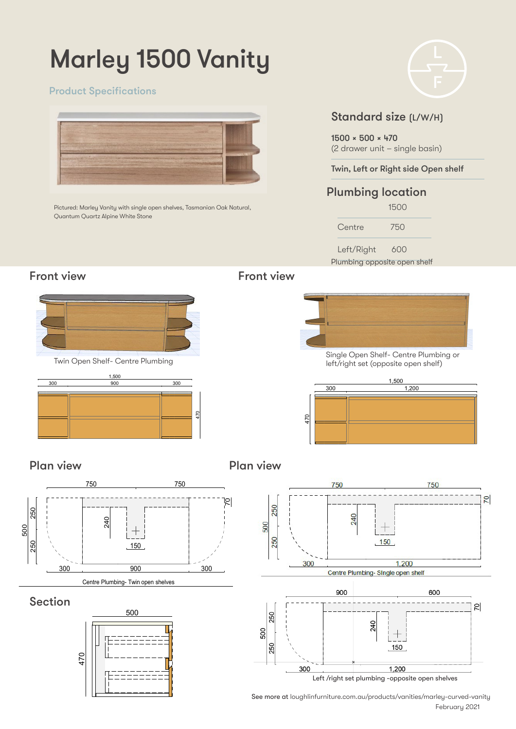# Marley 1500 Vanity

Product Specifications

Pictured: Marley Vanity with single open shelves, Tasmanian Oak Natural, Quantum Quartz Alpine White Stone

## Standard size (L/W/H)

**1500 × 500 × 470**
(2 drawer unit – single basin)

**Twin, Left or Right side Open shelf**

## Plumbing location

| | 1500 |
|---|---|
| Centre | 750 |
| Left/Right | 600 |

Plumbing opposite open shelf

## Front view

Twin Open Shelf- Centre Plumbing

1,500
300 | 900 | 300
470

## Front view

Single Open Shelf- Centre Plumbing or left/right set (opposite open shelf)

1,500
300 | 1,200
470

## Plan view

750 | 750
500 | 250 | 250
240 | 150 | 70
300 | 900 | 300

Centre Plumbing- Twin open shelves

## Plan view

750 | 750
500 | 250 | 250
240 | 150 | 70
300 | 1,200

Centre Plumbing- Single open shelf

900 | 600
500 | 250 | 250
240 | 150 | 70
300 | 1,200

Left /right set plumbing -opposite open shelves

## Section

500
470

See more at loughlinfurniture.com.au/products/vanities/marley-curved-vanity
February 2021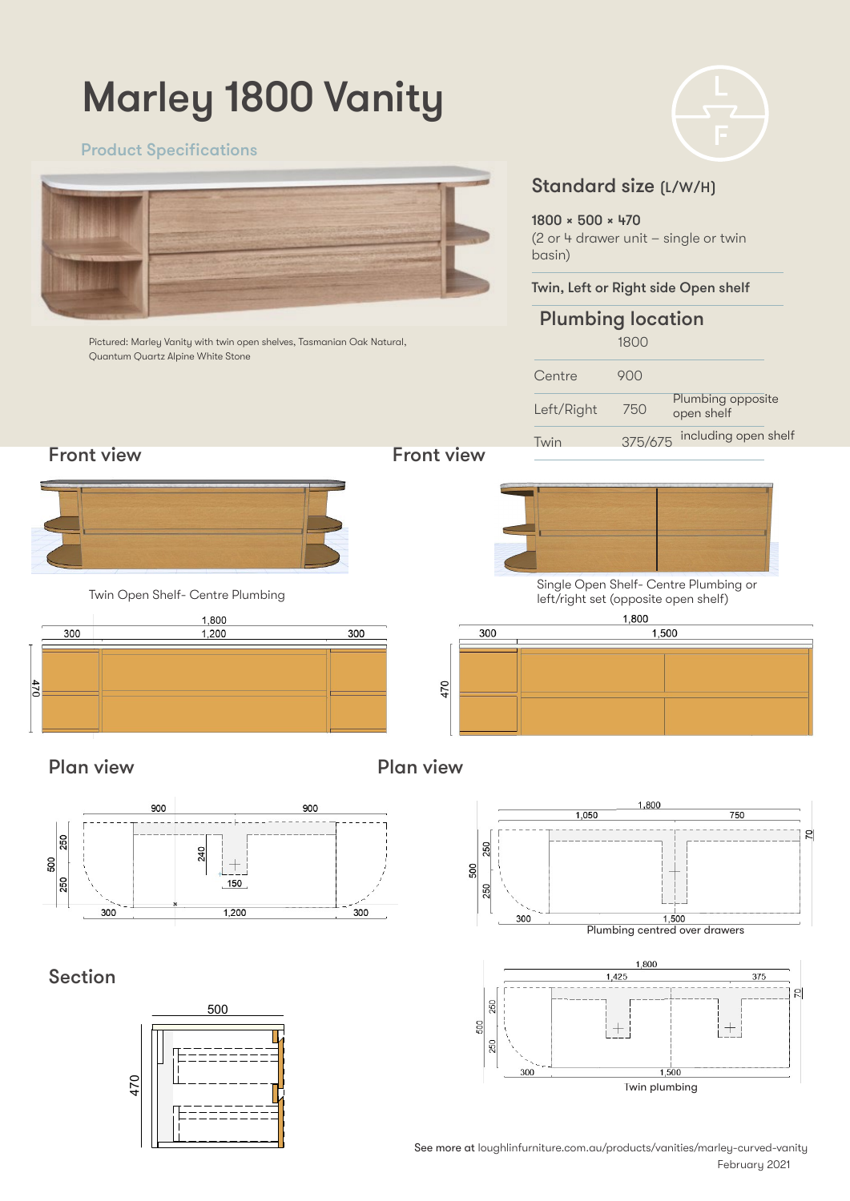# Marley 1800 Vanity

Product Specifications

Pictured: Marley Vanity with twin open shelves, Tasmanian Oak Natural, Quantum Quartz Alpine White Stone

## Standard size (L/W/H)

**1800 × 500 × 470**
(2 or 4 drawer unit – single or twin basin)

Twin, Left or Right side Open shelf

## Plumbing location

| | 1800 | |
|---|---|---|
| Centre | 900 | |
| Left/Right | 750 | Plumbing opposite open shelf |
| Twin | 375/675 | including open shelf |

## Front view

Twin Open Shelf- Centre Plumbing

1,800
300
1,200
300
470

## Front view

Single Open Shelf- Centre Plumbing or left/right set (opposite open shelf)

1,800
300
1,500
470

## Plan view

900
900
500
250
250
240
150
300
1,200
300

## Plan view

1,800
1,050
750
70
500
250
250
300
1,500

Plumbing centred over drawers

1,800
1,425
375
70
500
250
250
300
1,500

Twin plumbing

## Section

500
470

See more at loughlinfurniture.com.au/products/vanities/marley-curved-vanity
February 2021